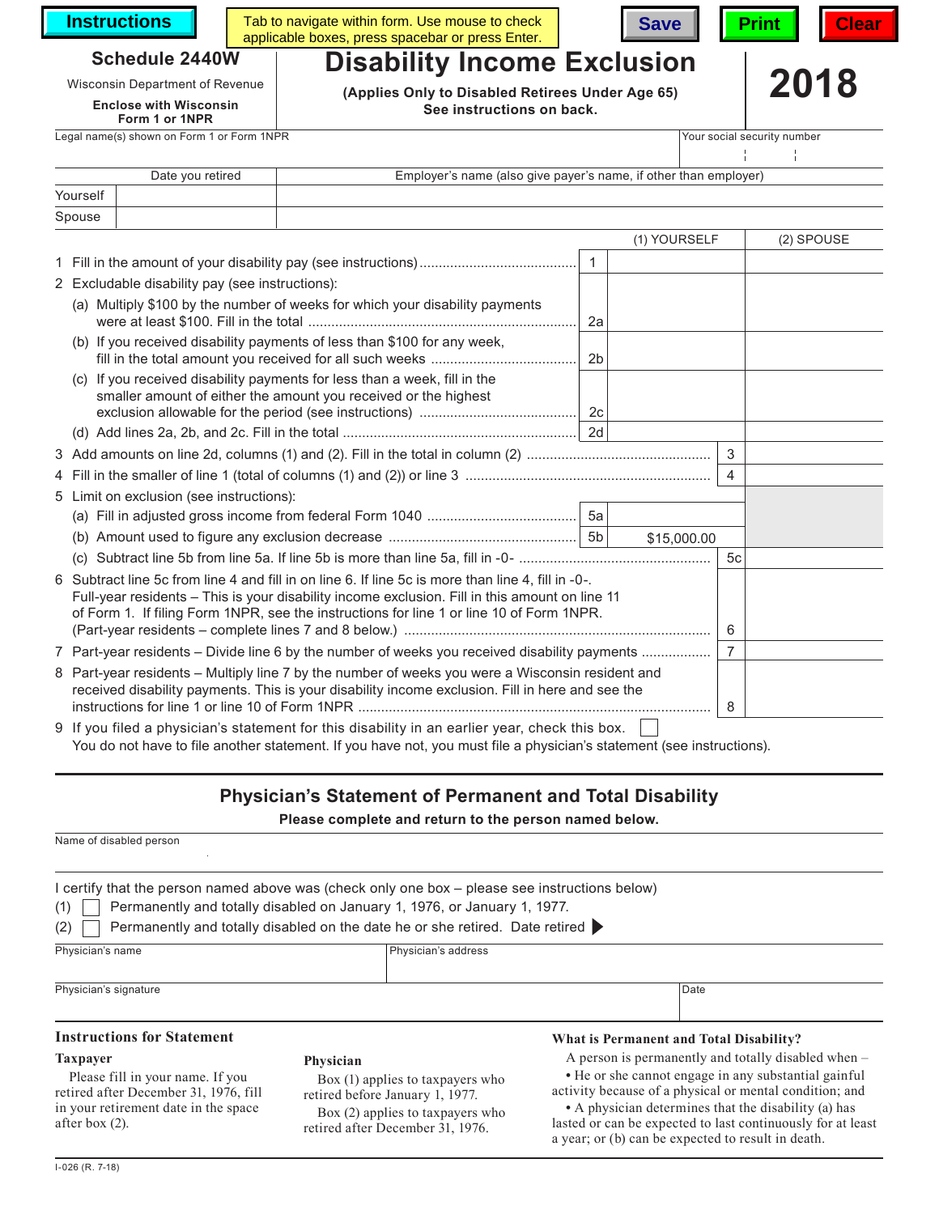Instructions | Tab to navigate within form. Use mouse to check applicable boxes, press spacebar or press Enter. | Save | Print | Clear

# Schedule 2440W

Wisconsin Department of Revenue

**Enclose with Wisconsin Form 1 or 1NPR**

# Disability Income Exclusion

**(Applies Only to Disabled Retirees Under Age 65)**
**See instructions on back.**

# 2018

Legal name(s) shown on Form 1 or Form 1NPR | Your social security number

| | Date you retired | Employer's name (also give payer's name, if other than employer) |
|---|---|---|
| Yourself | | |
| Spouse | | |

| | | (1) YOURSELF | (2) SPOUSE |
|---|---|---|---|
| 1 Fill in the amount of your disability pay (see instructions) | 1 | | |
| 2 Excludable disability pay (see instructions): | | | |
| (a) Multiply $100 by the number of weeks for which your disability payments were at least $100. Fill in the total | 2a | | |
| (b) If you received disability payments of less than $100 for any week, fill in the total amount you received for all such weeks | 2b | | |
| (c) If you received disability payments for less than a week, fill in the smaller amount of either the amount you received or the highest exclusion allowable for the period (see instructions) | 2c | | |
| (d) Add lines 2a, 2b, and 2c. Fill in the total | 2d | | |
| 3 Add amounts on line 2d, columns (1) and (2). Fill in the total in column (2) | | 3 | |
| 4 Fill in the smaller of line 1 (total of columns (1) and (2)) or line 3 | | 4 | |
| 5 Limit on exclusion (see instructions): | | | |
| (a) Fill in adjusted gross income from federal Form 1040 | 5a | | |
| (b) Amount used to figure any exclusion decrease | 5b | $15,000.00 | |
| (c) Subtract line 5b from line 5a. If line 5b is more than line 5a, fill in -0- | | 5c | |
| 6 Subtract line 5c from line 4 and fill in on line 6. If line 5c is more than line 4, fill in -0-. Full-year residents – This is your disability income exclusion. Fill in this amount on line 11 of Form 1. If filing Form 1NPR, see the instructions for line 1 or line 10 of Form 1NPR. (Part-year residents – complete lines 7 and 8 below.) | | 6 | |
| 7 Part-year residents – Divide line 6 by the number of weeks you received disability payments | | 7 | |
| 8 Part-year residents – Multiply line 7 by the number of weeks you were a Wisconsin resident and received disability payments. This is your disability income exclusion. Fill in here and see the instructions for line 1 or line 10 of Form 1NPR | | 8 | |

9 If you filed a physician's statement for this disability in an earlier year, check this box. ☐
You do not have to file another statement. If you have not, you must file a physician's statement (see instructions).

## Physician's Statement of Permanent and Total Disability

**Please complete and return to the person named below.**

Name of disabled person

I certify that the person named above was (check only one box – please see instructions below)

(1) ☐ Permanently and totally disabled on January 1, 1976, or January 1, 1977.

(2) ☐ Permanently and totally disabled on the date he or she retired. Date retired ▶

Physician's name | Physician's address

Physician's signature | Date

### Instructions for Statement

**Taxpayer**

Please fill in your name. If you retired after December 31, 1976, fill in your retirement date in the space after box (2).

**Physician**

Box (1) applies to taxpayers who retired before January 1, 1977.

Box (2) applies to taxpayers who retired after December 31, 1976.

### What is Permanent and Total Disability?

A person is permanently and totally disabled when –

- He or she cannot engage in any substantial gainful activity because of a physical or mental condition; and
- A physician determines that the disability (a) has lasted or can be expected to last continuously for at least a year; or (b) can be expected to result in death.

I-026 (R. 7-18)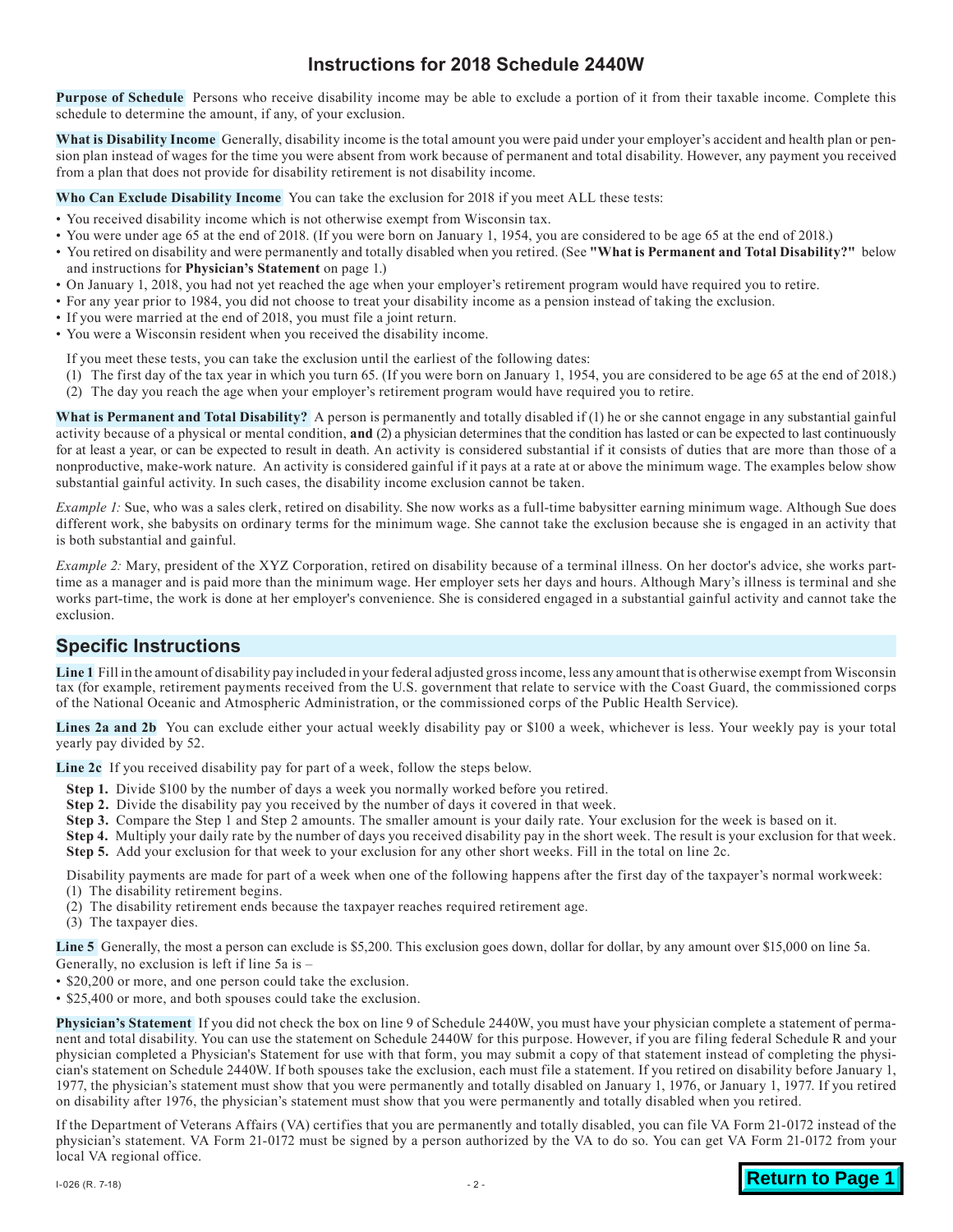# Instructions for 2018 Schedule 2440W

**Purpose of Schedule** Persons who receive disability income may be able to exclude a portion of it from their taxable income. Complete this schedule to determine the amount, if any, of your exclusion.

**What is Disability Income** Generally, disability income is the total amount you were paid under your employer's accident and health plan or pension plan instead of wages for the time you were absent from work because of permanent and total disability. However, any payment you received from a plan that does not provide for disability retirement is not disability income.

**Who Can Exclude Disability Income** You can take the exclusion for 2018 if you meet ALL these tests:

- You received disability income which is not otherwise exempt from Wisconsin tax.
- You were under age 65 at the end of 2018. (If you were born on January 1, 1954, you are considered to be age 65 at the end of 2018.)
- You retired on disability and were permanently and totally disabled when you retired. (See **"What is Permanent and Total Disability?"** below and instructions for **Physician's Statement** on page 1.)
- On January 1, 2018, you had not yet reached the age when your employer's retirement program would have required you to retire.
- For any year prior to 1984, you did not choose to treat your disability income as a pension instead of taking the exclusion.
- If you were married at the end of 2018, you must file a joint return.
- You were a Wisconsin resident when you received the disability income.

If you meet these tests, you can take the exclusion until the earliest of the following dates:

(1) The first day of the tax year in which you turn 65. (If you were born on January 1, 1954, you are considered to be age 65 at the end of 2018.)

(2) The day you reach the age when your employer's retirement program would have required you to retire.

**What is Permanent and Total Disability?** A person is permanently and totally disabled if (1) he or she cannot engage in any substantial gainful activity because of a physical or mental condition, **and** (2) a physician determines that the condition has lasted or can be expected to last continuously for at least a year, or can be expected to result in death. An activity is considered substantial if it consists of duties that are more than those of a nonproductive, make-work nature. An activity is considered gainful if it pays at a rate at or above the minimum wage. The examples below show substantial gainful activity. In such cases, the disability income exclusion cannot be taken.

*Example 1:* Sue, who was a sales clerk, retired on disability. She now works as a full-time babysitter earning minimum wage. Although Sue does different work, she babysits on ordinary terms for the minimum wage. She cannot take the exclusion because she is engaged in an activity that is both substantial and gainful.

*Example 2:* Mary, president of the XYZ Corporation, retired on disability because of a terminal illness. On her doctor's advice, she works part-time as a manager and is paid more than the minimum wage. Her employer sets her days and hours. Although Mary's illness is terminal and she works part-time, the work is done at her employer's convenience. She is considered engaged in a substantial gainful activity and cannot take the exclusion.

## Specific Instructions

**Line 1** Fill in the amount of disability pay included in your federal adjusted gross income, less any amount that is otherwise exempt from Wisconsin tax (for example, retirement payments received from the U.S. government that relate to service with the Coast Guard, the commissioned corps of the National Oceanic and Atmospheric Administration, or the commissioned corps of the Public Health Service).

**Lines 2a and 2b** You can exclude either your actual weekly disability pay or $100 a week, whichever is less. Your weekly pay is your total yearly pay divided by 52.

**Line 2c** If you received disability pay for part of a week, follow the steps below.

**Step 1.** Divide $100 by the number of days a week you normally worked before you retired.
**Step 2.** Divide the disability pay you received by the number of days it covered in that week.
**Step 3.** Compare the Step 1 and Step 2 amounts. The smaller amount is your daily rate. Your exclusion for the week is based on it.
**Step 4.** Multiply your daily rate by the number of days you received disability pay in the short week. The result is your exclusion for that week.
**Step 5.** Add your exclusion for that week to your exclusion for any other short weeks. Fill in the total on line 2c.

Disability payments are made for part of a week when one of the following happens after the first day of the taxpayer's normal workweek:

(1) The disability retirement begins.

(2) The disability retirement ends because the taxpayer reaches required retirement age.

(3) The taxpayer dies.

**Line 5** Generally, the most a person can exclude is $5,200. This exclusion goes down, dollar for dollar, by any amount over $15,000 on line 5a. Generally, no exclusion is left if line 5a is –

- $20,200 or more, and one person could take the exclusion.
- $25,400 or more, and both spouses could take the exclusion.

**Physician's Statement** If you did not check the box on line 9 of Schedule 2440W, you must have your physician complete a statement of permanent and total disability. You can use the statement on Schedule 2440W for this purpose. However, if you are filing federal Schedule R and your physician completed a Physician's Statement for use with that form, you may submit a copy of that statement instead of completing the physician's statement on Schedule 2440W. If both spouses take the exclusion, each must file a statement. If you retired on disability before January 1, 1977, the physician's statement must show that you were permanently and totally disabled on January 1, 1976, or January 1, 1977. If you retired on disability after 1976, the physician's statement must show that you were permanently and totally disabled when you retired.

If the Department of Veterans Affairs (VA) certifies that you are permanently and totally disabled, you can file VA Form 21-0172 instead of the physician's statement. VA Form 21-0172 must be signed by a person authorized by the VA to do so. You can get VA Form 21-0172 from your local VA regional office.

I-026 (R. 7-18)

Return to Page 1